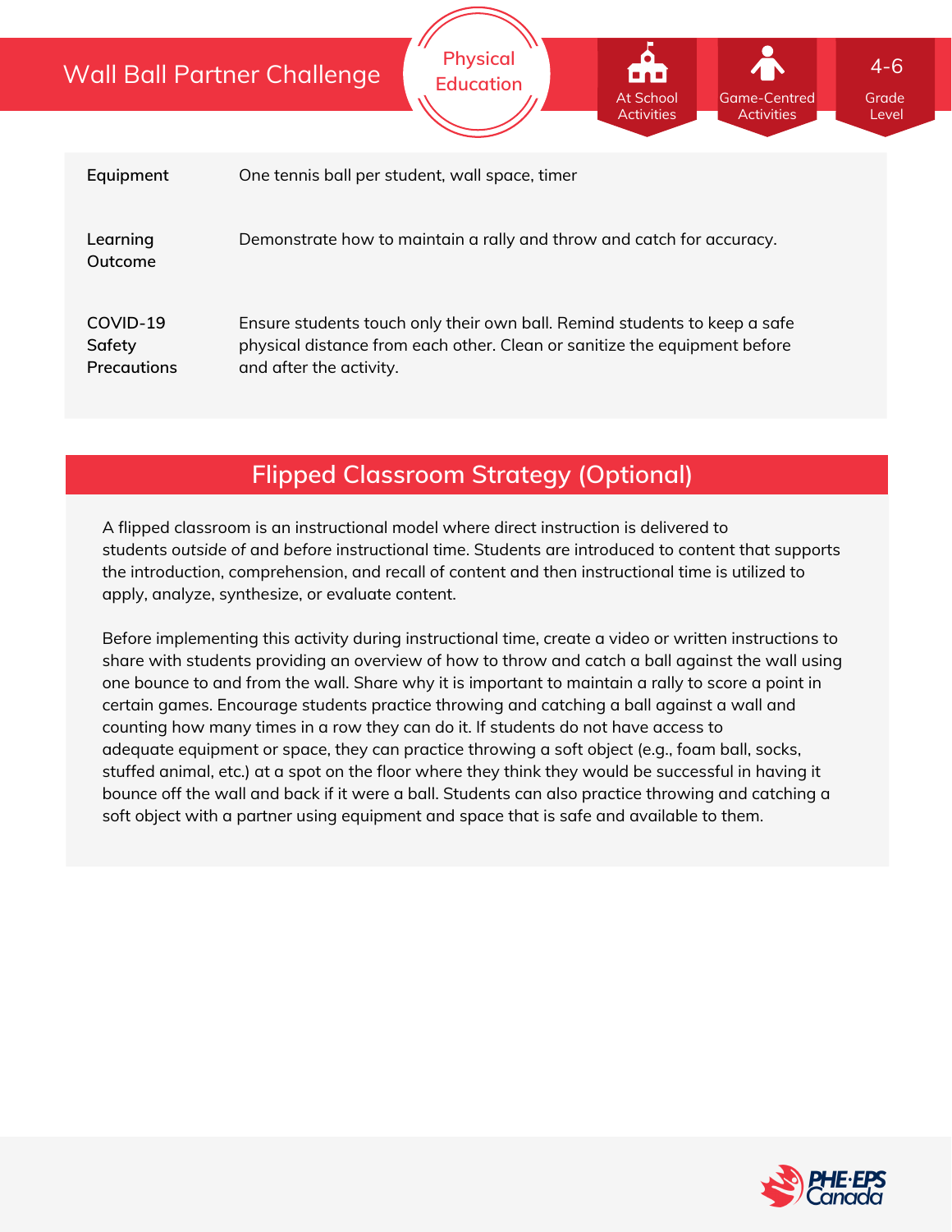# Wall Ball Partner Challenge

Physical Education

At School Activities | Game-Centred Activities | 4-6 Grade Level

| | |
|---|---|
| **Equipment** | One tennis ball per student, wall space, timer |
| **Learning Outcome** | Demonstrate how to maintain a rally and throw and catch for accuracy. |
| **COVID-19 Safety Precautions** | Ensure students touch only their own ball. Remind students to keep a safe physical distance from each other. Clean or sanitize the equipment before and after the activity. |

## Flipped Classroom Strategy (Optional)

A flipped classroom is an instructional model where direct instruction is delivered to students *outside* of and *before* instructional time. Students are introduced to content that supports the introduction, comprehension, and recall of content and then instructional time is utilized to apply, analyze, synthesize, or evaluate content.

Before implementing this activity during instructional time, create a video or written instructions to share with students providing an overview of how to throw and catch a ball against the wall using one bounce to and from the wall. Share why it is important to maintain a rally to score a point in certain games. Encourage students practice throwing and catching a ball against a wall and counting how many times in a row they can do it. If students do not have access to adequate equipment or space, they can practice throwing a soft object (e.g., foam ball, socks, stuffed animal, etc.) at a spot on the floor where they think they would be successful in having it bounce off the wall and back if it were a ball. Students can also practice throwing and catching a soft object with a partner using equipment and space that is safe and available to them.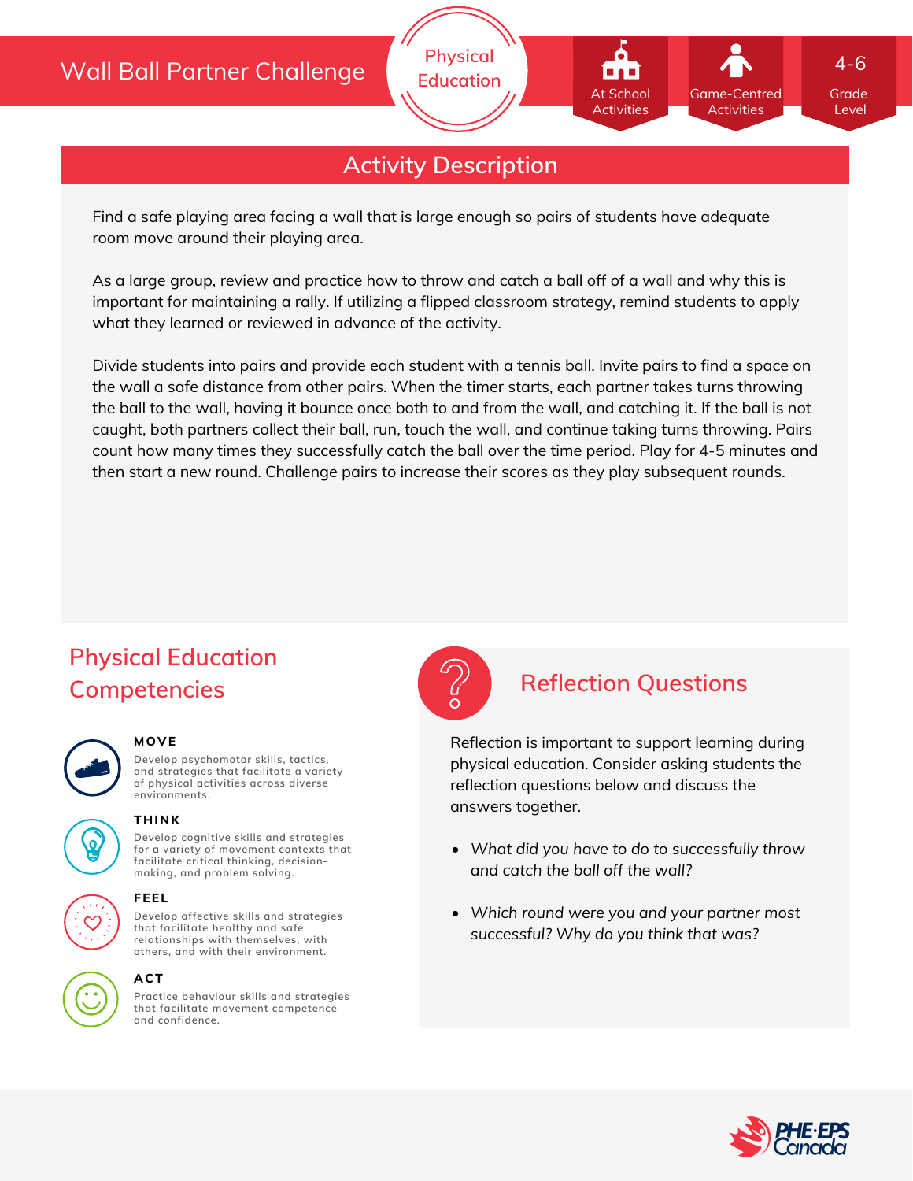# Wall Ball Partner Challenge

Physical Education

At School Activities | Game-Centred Activities | 4-6 Grade Level

## Activity Description

Find a safe playing area facing a wall that is large enough so pairs of students have adequate room move around their playing area.

As a large group, review and practice how to throw and catch a ball off of a wall and why this is important for maintaining a rally. If utilizing a flipped classroom strategy, remind students to apply what they learned or reviewed in advance of the activity.

Divide students into pairs and provide each student with a tennis ball. Invite pairs to find a space on the wall a safe distance from other pairs. When the timer starts, each partner takes turns throwing the ball to the wall, having it bounce once both to and from the wall, and catching it. If the ball is not caught, both partners collect their ball, run, touch the wall, and continue taking turns throwing. Pairs count how many times they successfully catch the ball over the time period. Play for 4-5 minutes and then start a new round. Challenge pairs to increase their scores as they play subsequent rounds.

## Physical Education Competencies

**MOVE**
Develop psychomotor skills, tactics, and strategies that facilitate a variety of physical activities across diverse environments.

**THINK**
Develop cognitive skills and strategies for a variety of movement contexts that facilitate critical thinking, decision-making, and problem solving.

**FEEL**
Develop affective skills and strategies that facilitate healthy and safe relationships with themselves, with others, and with their environment.

**ACT**
Practice behaviour skills and strategies that facilitate movement competence and confidence.

## Reflection Questions

Reflection is important to support learning during physical education. Consider asking students the reflection questions below and discuss the answers together.

- *What did you have to do to successfully throw and catch the ball off the wall?*
- *Which round were you and your partner most successful? Why do you think that was?*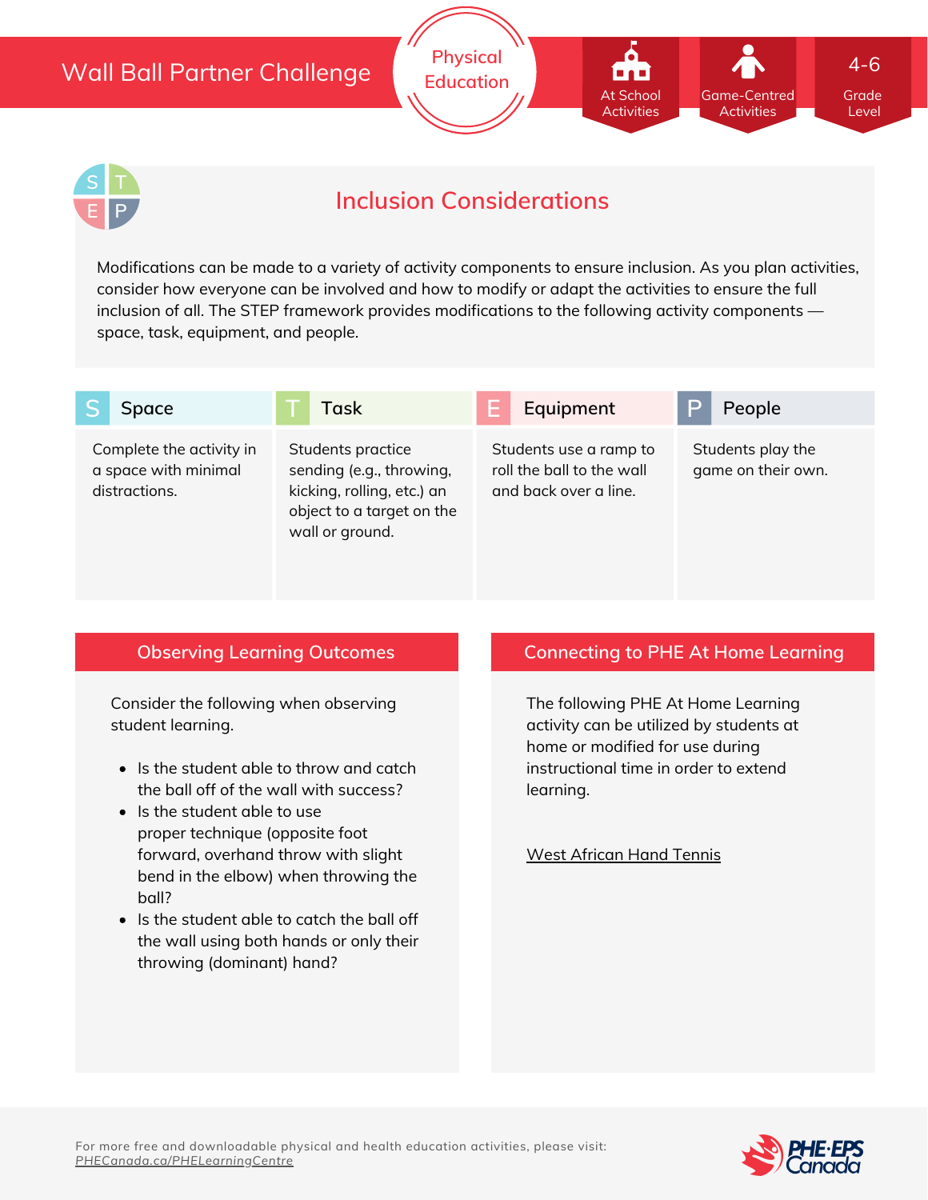# Wall Ball Partner Challenge

Physical Education

At School Activities | Game-Centred Activities | 4-6 Grade Level

## Inclusion Considerations

Modifications can be made to a variety of activity components to ensure inclusion. As you plan activities, consider how everyone can be involved and how to modify or adapt the activities to ensure the full inclusion of all. The STEP framework provides modifications to the following activity components — space, task, equipment, and people.

| S Space | T Task | E Equipment | P People |
| --- | --- | --- | --- |
| Complete the activity in a space with minimal distractions. | Students practice sending (e.g., throwing, kicking, rolling, etc.) an object to a target on the wall or ground. | Students use a ramp to roll the ball to the wall and back over a line. | Students play the game on their own. |

## Observing Learning Outcomes

Consider the following when observing student learning.

- Is the student able to throw and catch the ball off of the wall with success?
- Is the student able to use proper technique (opposite foot forward, overhand throw with slight bend in the elbow) when throwing the ball?
- Is the student able to catch the ball off the wall using both hands or only their throwing (dominant) hand?

## Connecting to PHE At Home Learning

The following PHE At Home Learning activity can be utilized by students at home or modified for use during instructional time in order to extend learning.

West African Hand Tennis

For more free and downloadable physical and health education activities, please visit: PHECanada.ca/PHELearningCentre